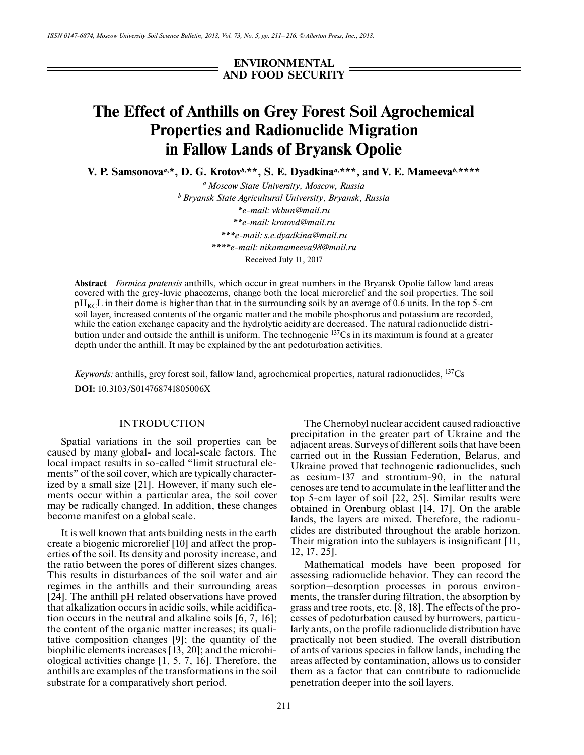ENVIRONMENTAL AND FOOD SECURITY

# The Effect of Anthills on Grey Forest Soil Agrochemical Properties and Radionuclide Migration in Fallow Lands of Bryansk Opolie

**V. P. Samsonova[a,]*, D. G. Krotov[b,]**, S. E. Dyadkina[a,]***, and V. E. Mameeva[b,]******

[a] *Moscow State University, Moscow, Russia*

[b] *Bryansk State Agricultural University, Bryansk, Russia*

**e-mail: vkbun@mail.ru*

***e-mail: krotovd@mail.ru*

****e-mail: s.e.dyadkina@mail.ru*

*****e-mail: nikamameeva98@mail.ru*

Received July 11, 2017

**Abstract**—*Formica pratensis* anthills, which occur in great numbers in the Bryansk Opolie fallow land areas covered with the grey-luvic phaeozems, change both the local microrelief and the soil properties. The soil $pH_{KC}L$ in their dome is higher than that in the surrounding soils by an average of 0.6 units. In the top 5-cm soil layer, increased contents of the organic matter and the mobile phosphorus and potassium are recorded, while the cation exchange capacity and the hydrolytic acidity are decreased. The natural radionuclide distribution under and outside the anthill is uniform. The technogenic $^{137}Cs$ in its maximum is found at a greater depth under the anthill. It may be explained by the ant pedoturbation activities.

*Keywords:* anthills, grey forest soil, fallow land, agrochemical properties, natural radionuclides, $^{137}Cs$

**DOI:** 10.3103/S014768741805006X

## INTRODUCTION

Spatial variations in the soil properties can be caused by many global- and local-scale factors. The local impact results in so-called "limit structural elements" of the soil cover, which are typically characterized by a small size [21]. However, if many such elements occur within a particular area, the soil cover may be radically changed. In addition, these changes become manifest on a global scale.

It is well known that ants building nests in the earth create a biogenic microrelief [10] and affect the properties of the soil. Its density and porosity increase, and the ratio between the pores of different sizes changes. This results in disturbances of the soil water and air regimes in the anthills and their surrounding areas [24]. The anthill pH related observations have proved that alkalization occurs in acidic soils, while acidification occurs in the neutral and alkaline soils [6, 7, 16]; the content of the organic matter increases; its qualitative composition changes [9]; the quantity of the biophilic elements increases [13, 20]; and the microbiological activities change [1, 5, 7, 16]. Therefore, the anthills are examples of the transformations in the soil substrate for a comparatively short period.

The Chernobyl nuclear accident caused radioactive precipitation in the greater part of Ukraine and the adjacent areas. Surveys of different soils that have been carried out in the Russian Federation, Belarus, and Ukraine proved that technogenic radionuclides, such as cesium-137 and strontium-90, in the natural cenoses are tend to accumulate in the leaf litter and the top 5-cm layer of soil [22, 25]. Similar results were obtained in Orenburg oblast [14, 17]. On the arable lands, the layers are mixed. Therefore, the radionuclides are distributed throughout the arable horizon. Their migration into the sublayers is insignificant [11, 12, 17, 25].

Mathematical models have been proposed for assessing radionuclide behavior. They can record the sorption–desorption processes in porous environments, the transfer during filtration, the absorption by grass and tree roots, etc. [8, 18]. The effects of the processes of pedoturbation caused by burrowers, particularly ants, on the profile radionuclide distribution have practically not been studied. The overall distribution of ants of various species in fallow lands, including the areas affected by contamination, allows us to consider them as a factor that can contribute to radionuclide penetration deeper into the soil layers.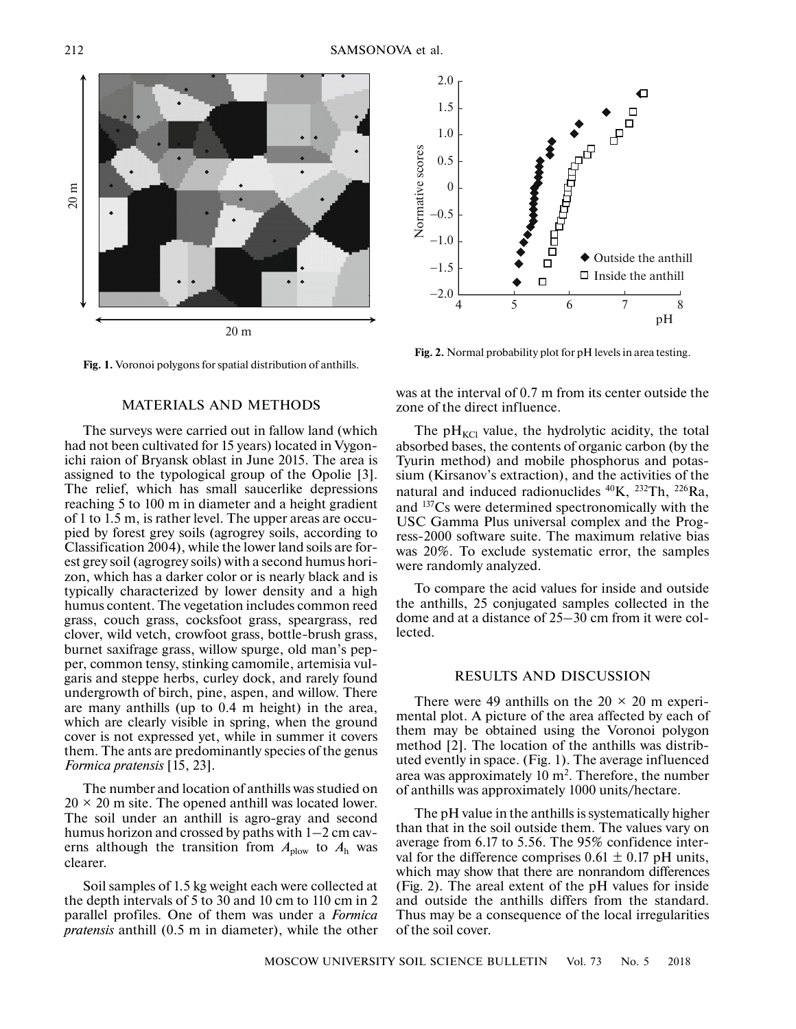Fig. 1. Voronoi polygons for spatial distribution of anthills.

Fig. 2. Normal probability plot for pH levels in area testing.

## MATERIALS AND METHODS

The surveys were carried out in fallow land (which had not been cultivated for 15 years) located in Vygonichi raion of Bryansk oblast in June 2015. The area is assigned to the typological group of the Opolie [3]. The relief, which has small saucerlike depressions reaching 5 to 100 m in diameter and a height gradient of 1 to 1.5 m, is rather level. The upper areas are occupied by forest grey soils (agrogrey soils, according to Classification 2004), while the lower land soils are forest grey soil (agrogrey soils) with a second humus horizon, which has a darker color or is nearly black and is typically characterized by lower density and a high humus content. The vegetation includes common reed grass, couch grass, cocksfoot grass, speargrass, red clover, wild vetch, crowfoot grass, bottle-brush grass, burnet saxifrage grass, willow spurge, old man's pepper, common tensy, stinking camomile, artemisia vulgaris and steppe herbs, curley dock, and rarely found undergrowth of birch, pine, aspen, and willow. There are many anthills (up to 0.4 m height) in the area, which are clearly visible in spring, when the ground cover is not expressed yet, while in summer it covers them. The ants are predominantly species of the genus *Formica pratensis* [15, 23].

The number and location of anthills was studied on $20 \times 20$ m site. The opened anthill was located lower. The soil under an anthill is agro-gray and second humus horizon and crossed by paths with 1–2 cm caverns although the transition from $A_{\text{plow}}$ to $A_{\text{h}}$ was clearer.

Soil samples of 1.5 kg weight each were collected at the depth intervals of 5 to 30 and 10 cm to 110 cm in 2 parallel profiles. One of them was under a *Formica pratensis* anthill (0.5 m in diameter), while the other was at the interval of 0.7 m from its center outside the zone of the direct influence.

The $\text{pH}_{\text{KCl}}$ value, the hydrolytic acidity, the total absorbed bases, the contents of organic carbon (by the Tyurin method) and mobile phosphorus and potassium (Kirsanov's extraction), and the activities of the natural and induced radionuclides $^{40}$K, $^{232}$Th, $^{226}$Ra, and $^{137}$Cs were determined spectronomically with the USC Gamma Plus universal complex and the Progress-2000 software suite. The maximum relative bias was 20%. To exclude systematic error, the samples were randomly analyzed.

To compare the acid values for inside and outside the anthills, 25 conjugated samples collected in the dome and at a distance of 25–30 cm from it were collected.

## RESULTS AND DISCUSSION

There were 49 anthills on the $20 \times 20$ m experimental plot. A picture of the area affected by each of them may be obtained using the Voronoi polygon method [2]. The location of the anthills was distributed evently in space. (Fig. 1). The average influenced area was approximately 10 m$^2$. Therefore, the number of anthills was approximately 1000 units/hectare.

The pH value in the anthills is systematically higher than that in the soil outside them. The values vary on average from 6.17 to 5.56. The 95% confidence interval for the difference comprises $0.61 \pm 0.17$ pH units, which may show that there are nonrandom differences (Fig. 2). The areal extent of the pH values for inside and outside the anthills differs from the standard. Thus may be a consequence of the local irregularities of the soil cover.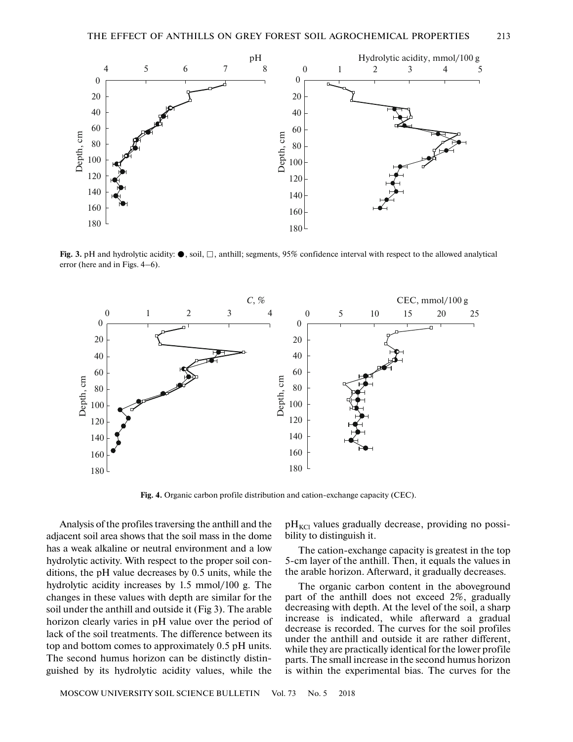Fig. 3. pH and hydrolytic acidity: ●, soil, □, anthill; segments, 95% confidence interval with respect to the allowed analytical error (here and in Figs. 4–6).

Fig. 4. Organic carbon profile distribution and cation-exchange capacity (CEC).

Analysis of the profiles traversing the anthill and the adjacent soil area shows that the soil mass in the dome has a weak alkaline or neutral environment and a low hydrolytic activity. With respect to the proper soil conditions, the pH value decreases by 0.5 units, while the hydrolytic acidity increases by 1.5 mmol/100 g. The changes in these values with depth are similar for the soil under the anthill and outside it (Fig 3). The arable horizon clearly varies in pH value over the period of lack of the soil treatments. The difference between its top and bottom comes to approximately 0.5 pH units. The second humus horizon can be distinctly distinguished by its hydrolytic acidity values, while the $pH_{KCl}$ values gradually decrease, providing no possibility to distinguish it.

The cation-exchange capacity is greatest in the top 5-cm layer of the anthill. Then, it equals the values in the arable horizon. Afterward, it gradually decreases.

The organic carbon content in the aboveground part of the anthill does not exceed 2%, gradually decreasing with depth. At the level of the soil, a sharp increase is indicated, while afterward a gradual decrease is recorded. The curves for the soil profiles under the anthill and outside it are rather different, while they are practically identical for the lower profile parts. The small increase in the second humus horizon is within the experimental bias. The curves for the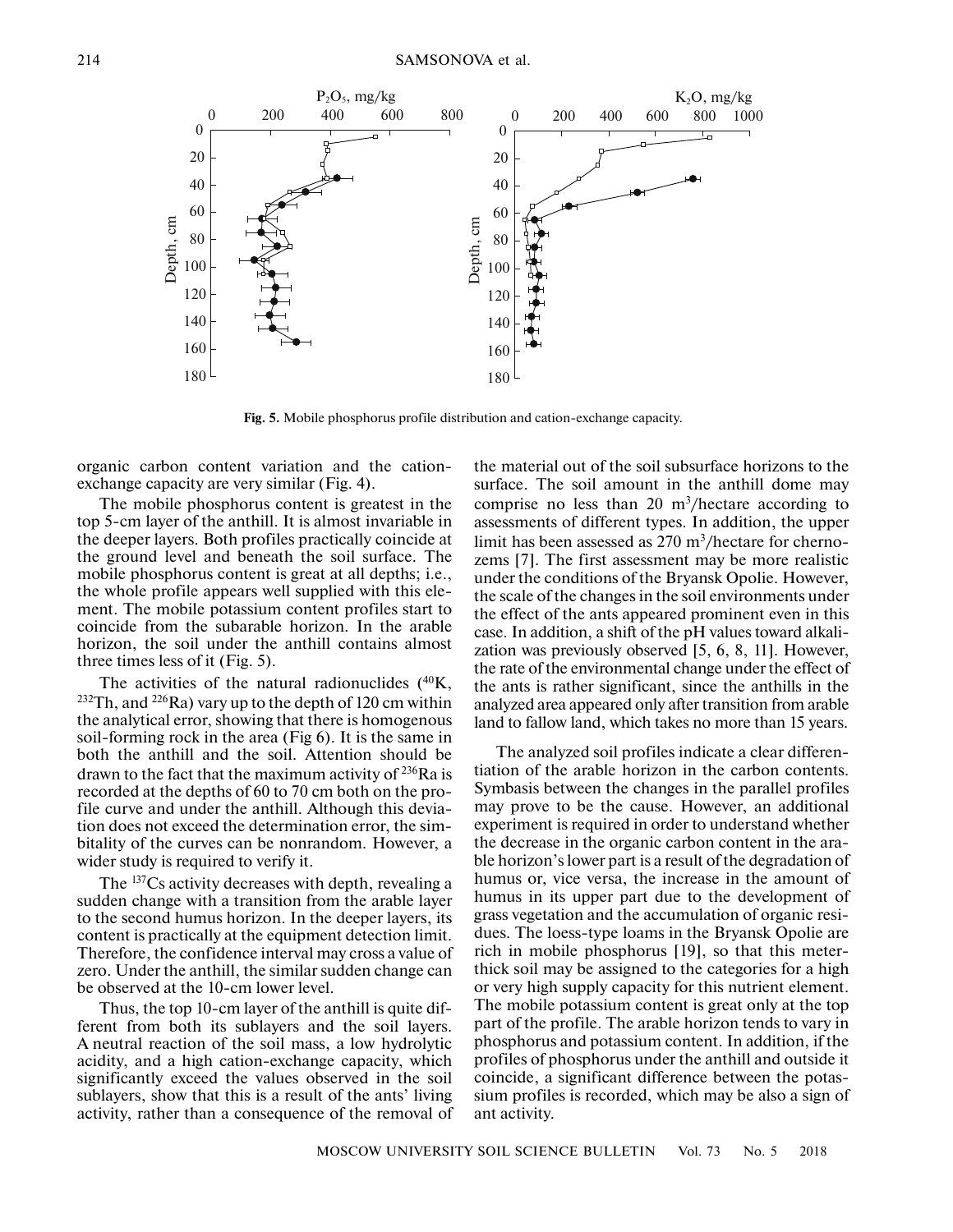**Fig. 5.** Mobile phosphorus profile distribution and cation-exchange capacity.

organic carbon content variation and the cation-exchange capacity are very similar (Fig. 4).

The mobile phosphorus content is greatest in the top 5-cm layer of the anthill. It is almost invariable in the deeper layers. Both profiles practically coincide at the ground level and beneath the soil surface. The mobile phosphorus content is great at all depths; i.e., the whole profile appears well supplied with this element. The mobile potassium content profiles start to coincide from the subarable horizon. In the arable horizon, the soil under the anthill contains almost three times less of it (Fig. 5).

The activities of the natural radionuclides ($^{40}$K, $^{232}$Th, and $^{226}$Ra) vary up to the depth of 120 cm within the analytical error, showing that there is homogenous soil-forming rock in the area (Fig 6). It is the same in both the anthill and the soil. Attention should be drawn to the fact that the maximum activity of $^{236}$Ra is recorded at the depths of 60 to 70 cm both on the profile curve and under the anthill. Although this deviation does not exceed the determination error, the simbitality of the curves can be nonrandom. However, a wider study is required to verify it.

The $^{137}$Cs activity decreases with depth, revealing a sudden change with a transition from the arable layer to the second humus horizon. In the deeper layers, its content is practically at the equipment detection limit. Therefore, the confidence interval may cross a value of zero. Under the anthill, the similar sudden change can be observed at the 10-cm lower level.

Thus, the top 10-cm layer of the anthill is quite different from both its sublayers and the soil layers. A neutral reaction of the soil mass, a low hydrolytic acidity, and a high cation-exchange capacity, which significantly exceed the values observed in the soil sublayers, show that this is a result of the ants' living activity, rather than a consequence of the removal of the material out of the soil subsurface horizons to the surface. The soil amount in the anthill dome may comprise no less than 20 m$^3$/hectare according to assessments of different types. In addition, the upper limit has been assessed as 270 m$^3$/hectare for chernozems [7]. The first assessment may be more realistic under the conditions of the Bryansk Opolie. However, the scale of the changes in the soil environments under the effect of the ants appeared prominent even in this case. In addition, a shift of the pH values toward alkalization was previously observed [5, 6, 8, 11]. However, the rate of the environmental change under the effect of the ants is rather significant, since the anthills in the analyzed area appeared only after transition from arable land to fallow land, which takes no more than 15 years.

The analyzed soil profiles indicate a clear differentiation of the arable horizon in the carbon contents. Symbasis between the changes in the parallel profiles may prove to be the cause. However, an additional experiment is required in order to understand whether the decrease in the organic carbon content in the arable horizon's lower part is a result of the degradation of humus or, vice versa, the increase in the amount of humus in its upper part due to the development of grass vegetation and the accumulation of organic residues. The loess-type loams in the Bryansk Opolie are rich in mobile phosphorus [19], so that this meter-thick soil may be assigned to the categories for a high or very high supply capacity for this nutrient element. The mobile potassium content is great only at the top part of the profile. The arable horizon tends to vary in phosphorus and potassium content. In addition, if the profiles of phosphorus under the anthill and outside it coincide, a significant difference between the potassium profiles is recorded, which may be also a sign of ant activity.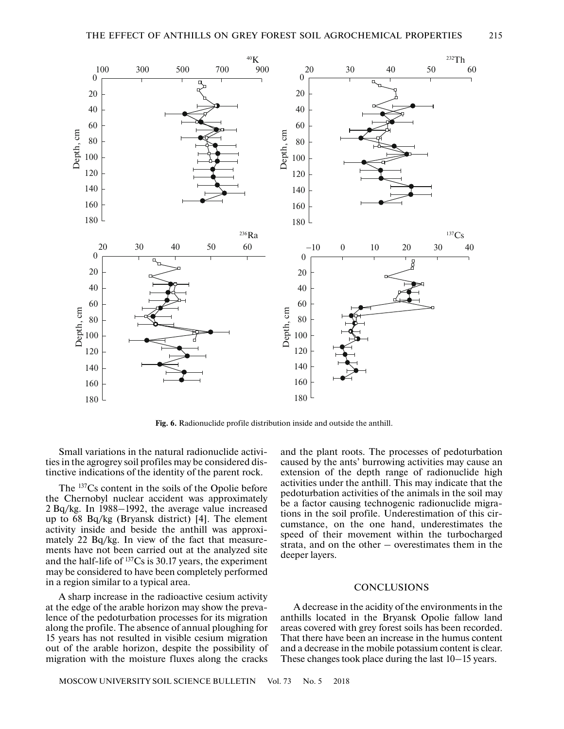Fig. 6. Radionuclide profile distribution inside and outside the anthill.

Small variations in the natural radionuclide activities in the agrogrey soil profiles may be considered distinctive indications of the identity of the parent rock.

The $^{137}Cs$ content in the soils of the Opolie before the Chernobyl nuclear accident was approximately 2 Bq/kg. In 1988–1992, the average value increased up to 68 Bq/kg (Bryansk district) [4]. The element activity inside and beside the anthill was approximately 22 Bq/kg. In view of the fact that measurements have not been carried out at the analyzed site and the half-life of $^{137}Cs$ is 30.17 years, the experiment may be considered to have been completely performed in a region similar to a typical area.

A sharp increase in the radioactive cesium activity at the edge of the arable horizon may show the prevalence of the pedoturbation processes for its migration along the profile. The absence of annual ploughing for 15 years has not resulted in visible cesium migration out of the arable horizon, despite the possibility of migration with the moisture fluxes along the cracks and the plant roots. The processes of pedoturbation caused by the ants' burrowing activities may cause an extension of the depth range of radionuclide high activities under the anthill. This may indicate that the pedoturbation activities of the animals in the soil may be a factor causing technogenic radionuclide migrations in the soil profile. Underestimation of this circumstance, on the one hand, underestimates the speed of their movement within the turbocharged strata, and on the other – overestimates them in the deeper layers.

## CONCLUSIONS

A decrease in the acidity of the environments in the anthills located in the Bryansk Opolie fallow land areas covered with grey forest soils has been recorded. That there have been an increase in the humus content and a decrease in the mobile potassium content is clear. These changes took place during the last 10–15 years.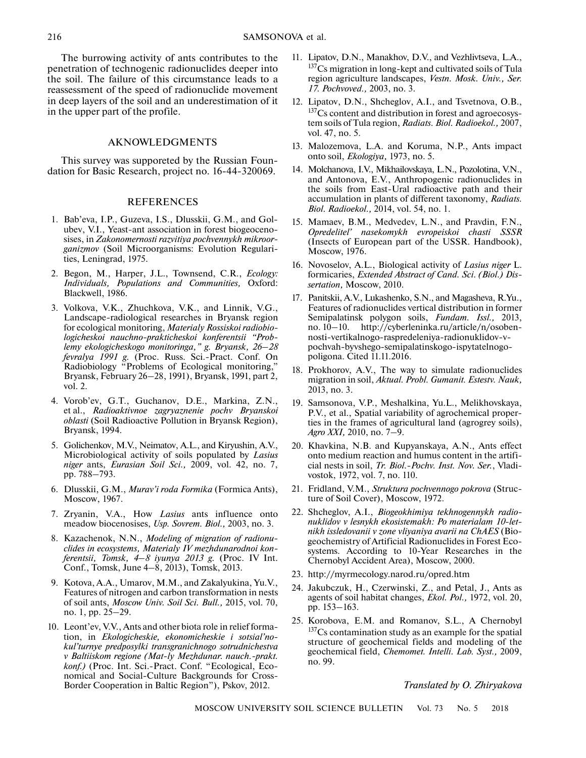The burrowing activity of ants contributes to the penetration of technogenic radionuclides deeper into the soil. The failure of this circumstance leads to a reassessment of the speed of radionuclide movement in deep layers of the soil and an underestimation of it in the upper part of the profile.

## AKNOWLEDGMENTS

This survey was supporeted by the Russian Foundation for Basic Research, project no. 16-44-320069.

## REFERENCES

1. Bab'eva, I.P., Guzeva, I.S., Dlusskii, G.M., and Golubev, V.I., Yeast-ant association in forest biogeocenosises, in *Zakonomernosti razvitiya pochvennykh mikroorganizmov* (Soil Microorganisms: Evolution Regularities, Leningrad, 1975.
2. Begon, M., Harper, J.L., Townsend, C.R., *Ecology: Individuals, Populations and Communities,* Oxford: Blackwell, 1986.
3. Volkova, V.K., Zhuchkova, V.K., and Linnik, V.G., Landscape-radiological researches in Bryansk region for ecological monitoring, *Materialy Rossiskoi radiobiologicheskoi nauchno-prakticheskoi konferentsii "Problemy ekologicheskogo monitoringa," g. Bryansk, 26–28 fevralya 1991 g.* (Proc. Russ. Sci.-Pract. Conf. On Radiobiology "Problems of Ecological monitoring," Bryansk, February 26–28, 1991), Bryansk, 1991, part 2, vol. 2.
4. Vorob'ev, G.T., Guchanov, D.E., Markina, Z.N., et al., *Radioaktivnoe zagryaznenie pochv Bryanskoi oblasti* (Soil Radioactive Pollution in Bryansk Region), Bryansk, 1994.
5. Golichenkov, M.V., Neimatov, A.L., and Kiryushin, A.V., Microbiological activity of soils populated by *Lasius niger* ants, *Eurasian Soil Sci.,* 2009, vol. 42, no. 7, pp. 788–793.
6. Dlusskii, G.M., *Murav'i roda Formika* (Formica Ants), Moscow, 1967.
7. Zryanin, V.A., How *Lasius* ants influence onto meadow biocenosises, *Usp. Sovrem. Biol.,* 2003, no. 3.
8. Kazachenok, N.N., *Modeling of migration of radionuclides in ecosystems, Materialy IV mezhdunarodnoi konferentsii, Tomsk, 4–8 iyunya 2013 g.* (Proc. IV Int. Conf., Tomsk, June 4–8, 2013), Tomsk, 2013.
9. Kotova, A.A., Umarov, M.M., and Zakalyukina, Yu.V., Features of nitrogen and carbon transformation in nests of soil ants, *Moscow Univ. Soil Sci. Bull.,* 2015, vol. 70, no. 1, pp. 25–29.
10. Leont'ev, V.V., Ants and other biota role in relief formation, in *Ekologicheskie, ekonomicheskie i sotsial'no-kul'turnye predposylki transgranichnogo sotrudnichestva v Baltiiskom regione (Mat-ly Mezhdunar. nauch.-prakt. konf.)* (Proc. Int. Sci.-Pract. Conf. "Ecological, Economical and Social-Culture Backgrounds for Cross-Border Cooperation in Baltic Region"), Pskov, 2012.
11. Lipatov, D.N., Manakhov, D.V., and Vezhlivtseva, L.A., $^{137}$Cs migration in long-kept and cultivated soils of Tula region agriculture landscapes, *Vestn. Mosk. Univ., Ser. 17. Pochvoved.,* 2003, no. 3.
12. Lipatov, D.N., Shcheglov, A.I., and Tsvetnova, O.B., $^{137}$Cs content and distribution in forest and agroecosystem soils of Tula region, *Radiats. Biol. Radioekol.,* 2007, vol. 47, no. 5.
13. Malozemova, L.A. and Koruma, N.P., Ants impact onto soil, *Ekologiya,* 1973, no. 5.
14. Molchanova, I.V., Mikhailovskaya, L.N., Pozolotina, V.N., and Antonova, E.V., Anthropogenic radionuclides in the soils from East-Ural radioactive path and their accumulation in plants of different taxonomy, *Radiats. Biol. Radioekol.,* 2014, vol. 54, no. 1.
15. Mamaev, B.M., Medvedev, L.N., and Pravdin, F.N., *Opredelitel' nasekomykh evropeiskoi chasti SSSR* (Insects of European part of the USSR. Handbook), Moscow, 1976.
16. Novoselov, A.L., Biological activity of *Lasius niger* L. formicaries, *Extended Abstract of Cand. Sci. (Biol.) Dissertation,* Moscow, 2010.
17. Panitskii, A.V., Lukashenko, S.N., and Magasheva, R.Yu., Features of radionuclides vertical distribution in former Semipalatinsk polygon soils, *Fundam. Issl.,* 2013, no. 10–10. http://cyberleninka.ru/article/n/osobennosti-vertikalnogo-raspredeleniya-radionuklidov-v-pochvah-byvshego-semipalatinskogo-ispytatelnogo-poligona. Cited 11.11.2016.
18. Prokhorov, A.V., The way to simulate radionuclides migration in soil, *Aktual. Probl. Gumanit. Estestv. Nauk,* 2013, no. 3.
19. Samsonova, V.P., Meshalkina, Yu.L., Melikhovskaya, P.V., et al., Spatial variability of agrochemical properties in the frames of agricultural land (agrogrey soils), *Agro XXI,* 2010, no. 7–9.
20. Khavkina, N.B. and Kupyanskaya, A.N., Ants effect onto medium reaction and humus content in the artificial nests in soil, *Tr. Biol.-Pochv. Inst. Nov. Ser.*, Vladivostok, 1972, vol. 7, no. 110.
21. Fridland, V.M., *Struktura pochvennogo pokrova* (Structure of Soil Cover), Moscow, 1972.
22. Shcheglov, A.I., *Biogeokhimiya tekhnogennykh radionuklidov v lesnykh ekosistemakh: Po materialam 10-letnikh issledovanii v zone vliyaniya avarii na ChAES* (Biogeochemistry of Artificial Radionuclides in Forest Ecosystems. According to 10-Year Researches in the Chernobyl Accident Area), Moscow, 2000.
23. http://myrmecology.narod.ru/opred.htm
24. Jakubczuk, H., Czerwinski, Z., and Petal, J., Ants as agents of soil habitat changes, *Ekol. Pol.,* 1972, vol. 20, pp. 153–163.
25. Korobova, E.M. and Romanov, S.L., A Chernobyl $^{137}$Cs contamination study as an example for the spatial structure of geochemical fields and modeling of the geochemical field, *Chemomet. Intelli. Lab. Syst.,* 2009, no. 99.

*Translated by O. Zhiryakova*